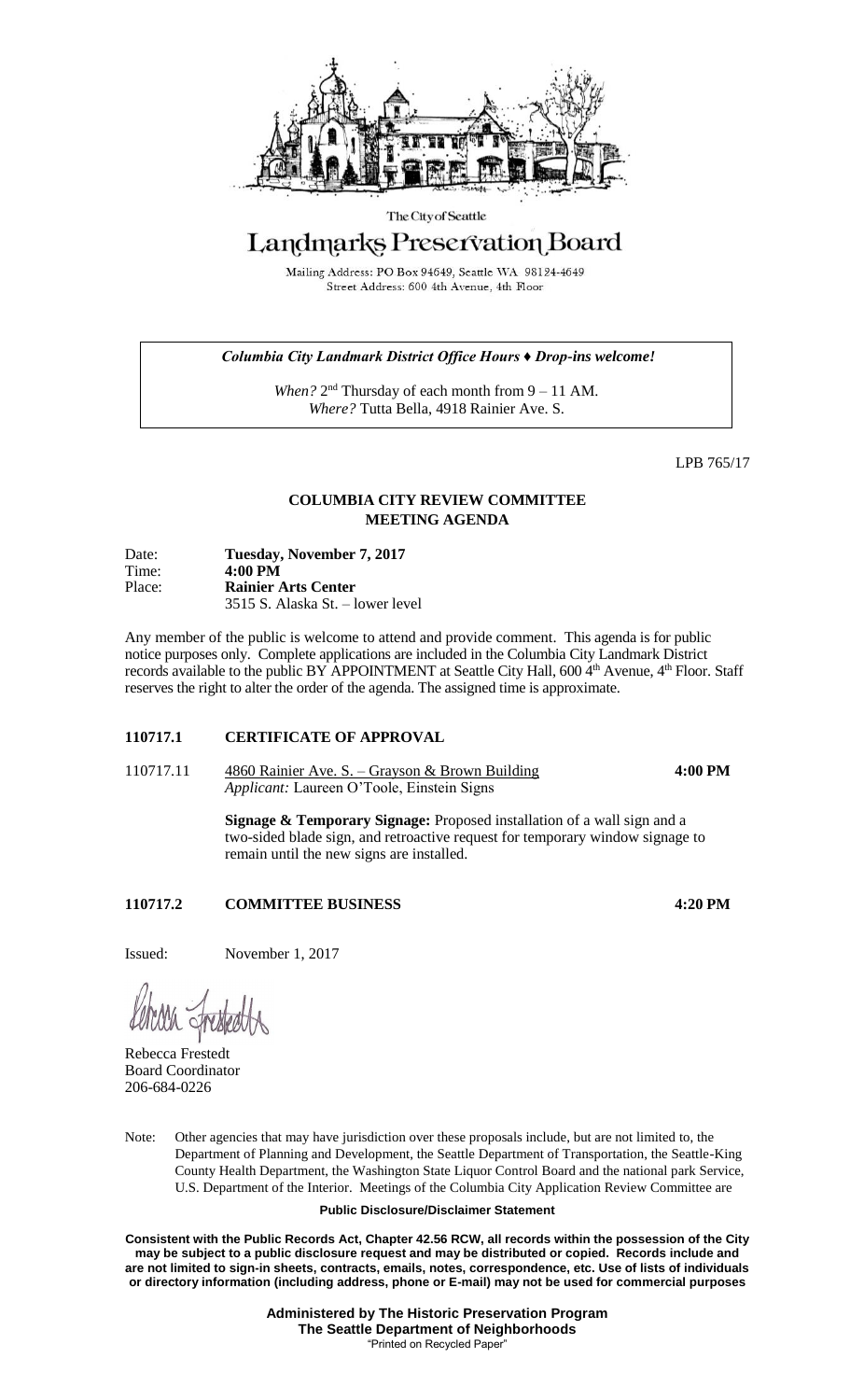The City of Seattle

# Landmarks Preservation Board

Mailing Address: PO Box 94649, Seattle WA 98124-4649
Street Address: 600 4th Avenue, 4th Floor

***Columbia City Landmark District Office Hours ♦ Drop-ins welcome!***

*When?* 2nd Thursday of each month from 9 – 11 AM.
*Where?* Tutta Bella, 4918 Rainier Ave. S.

LPB 765/17

## COLUMBIA CITY REVIEW COMMITTEE
## MEETING AGENDA

Date: **Tuesday, November 7, 2017**
Time: **4:00 PM**
Place: **Rainier Arts Center**
3515 S. Alaska St. – lower level

Any member of the public is welcome to attend and provide comment. This agenda is for public notice purposes only. Complete applications are included in the Columbia City Landmark District records available to the public BY APPOINTMENT at Seattle City Hall, 600 4th Avenue, 4th Floor. Staff reserves the right to alter the order of the agenda. The assigned time is approximate.

### 110717.1 CERTIFICATE OF APPROVAL

110717.11 4860 Rainier Ave. S. – Grayson & Brown Building **4:00 PM**
*Applicant:* Laureen O'Toole, Einstein Signs

**Signage & Temporary Signage:** Proposed installation of a wall sign and a two-sided blade sign, and retroactive request for temporary window signage to remain until the new signs are installed.

### 110717.2 COMMITTEE BUSINESS **4:20 PM**

Issued: November 1, 2017

Rebecca Frestedt
Board Coordinator
206-684-0226

Note: Other agencies that may have jurisdiction over these proposals include, but are not limited to, the Department of Planning and Development, the Seattle Department of Transportation, the Seattle-King County Health Department, the Washington State Liquor Control Board and the national park Service, U.S. Department of the Interior. Meetings of the Columbia City Application Review Committee are

**Public Disclosure/Disclaimer Statement**

**Consistent with the Public Records Act, Chapter 42.56 RCW, all records within the possession of the City may be subject to a public disclosure request and may be distributed or copied. Records include and are not limited to sign-in sheets, contracts, emails, notes, correspondence, etc. Use of lists of individuals or directory information (including address, phone or E-mail) may not be used for commercial purposes**

**Administered by The Historic Preservation Program**
**The Seattle Department of Neighborhoods**
"Printed on Recycled Paper"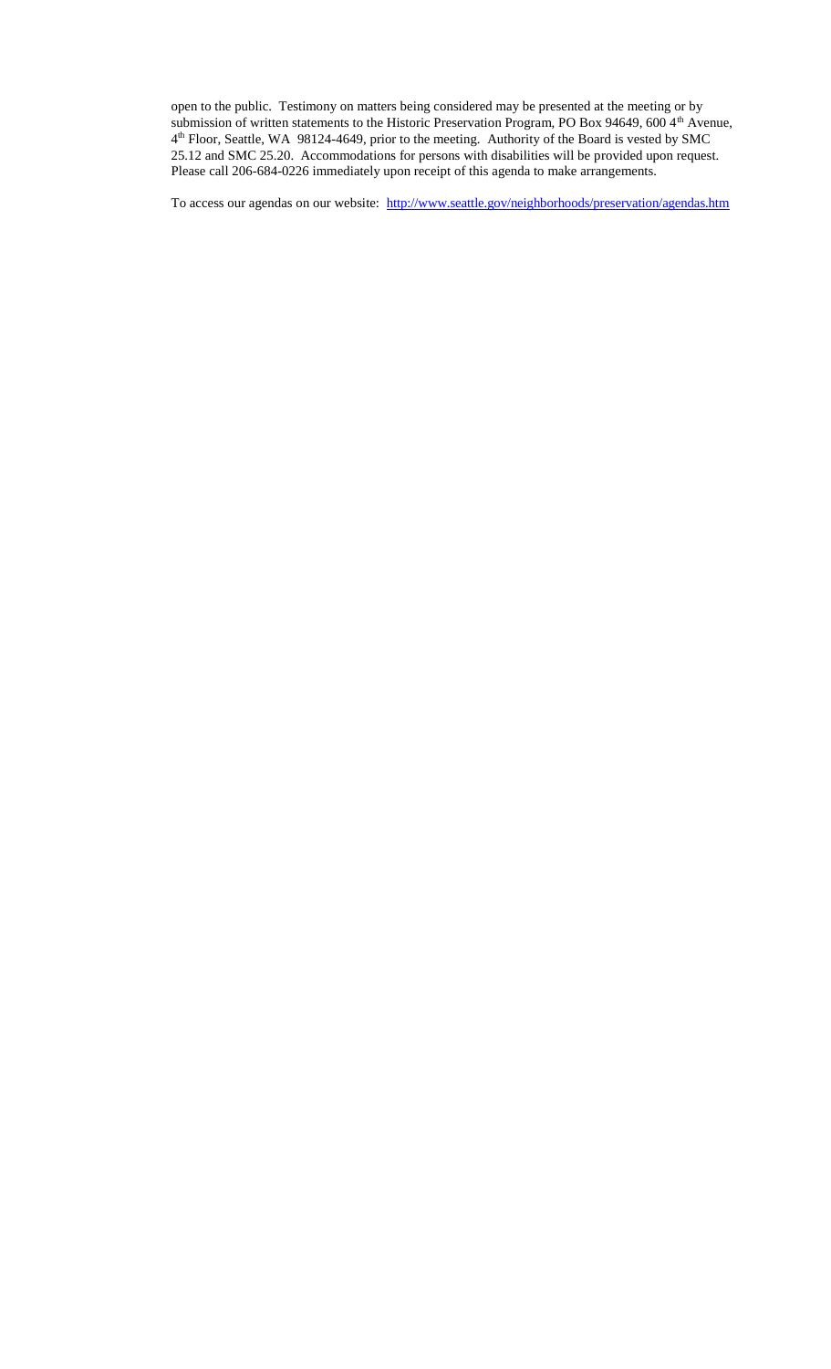open to the public. Testimony on matters being considered may be presented at the meeting or by submission of written statements to the Historic Preservation Program, PO Box 94649, 600 4th Avenue, 4th Floor, Seattle, WA 98124-4649, prior to the meeting. Authority of the Board is vested by SMC 25.12 and SMC 25.20. Accommodations for persons with disabilities will be provided upon request. Please call 206-684-0226 immediately upon receipt of this agenda to make arrangements.

To access our agendas on our website: [http://www.seattle.gov/neighborhoods/preservation/agendas.htm](http://www.seattle.gov/neighborhoods/preservation/agendas.htm)